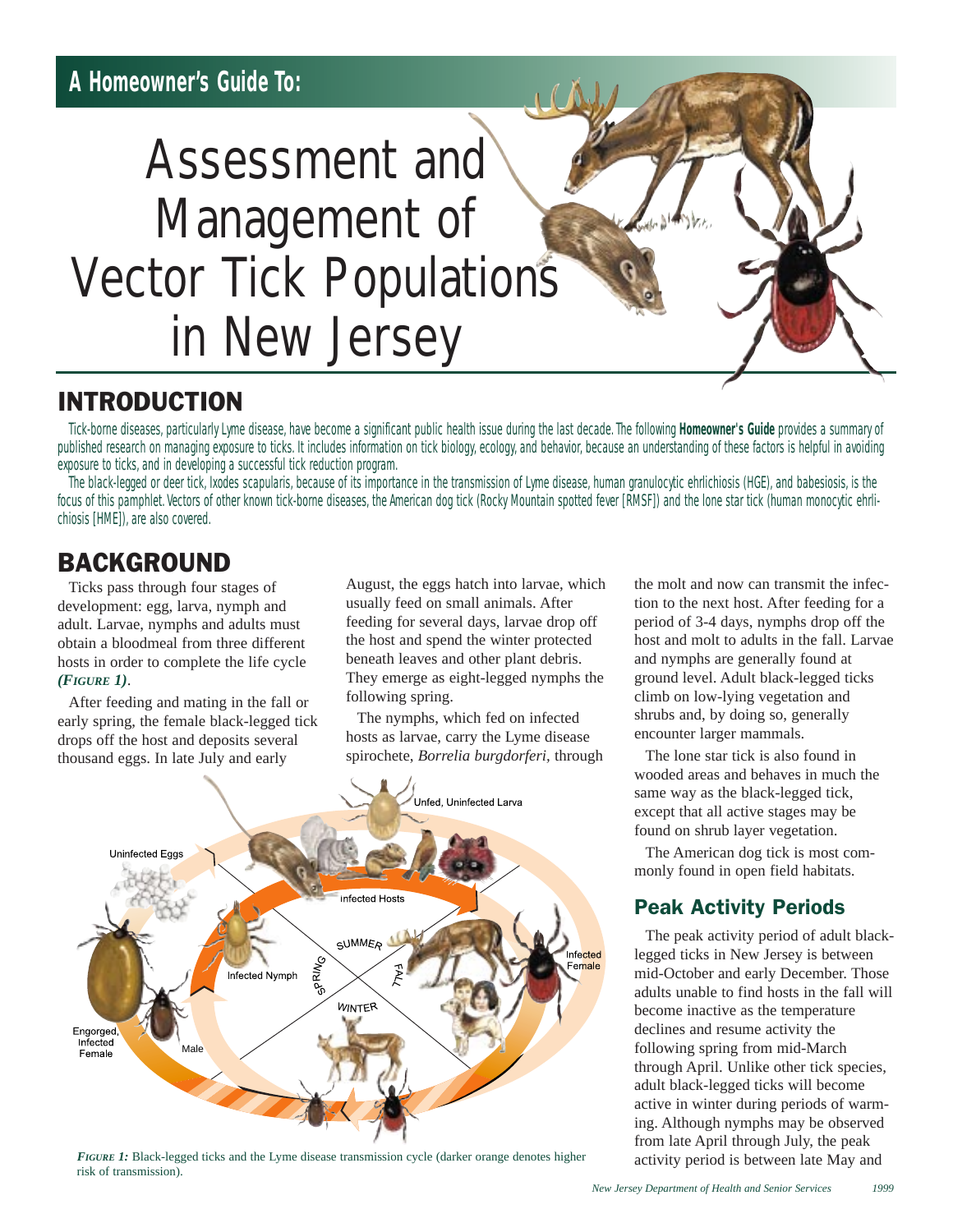A Homeowner's Guide To:

# Assessment and Management of Vector Tick Populations in New Jersey

## INTRODUCTION

Tick-borne diseases, particularly Lyme disease, have become a significant public health issue during the last decade. The following **Homeowner's Guide** provides a summary of published research on managing exposure to ticks. It includes information on tick biology, ecology, and behavior, because an understanding of these factors is helpful in avoiding exposure to ticks, and in developing a successful tick reduction program.

The black-legged or deer tick, Ixodes scapularis, because of its importance in the transmission of Lyme disease, human granulocytic ehrlichiosis (HGE), and babesiosis, is the focus of this pamphlet. Vectors of other known tick-borne diseases, the American dog tick (Rocky Mountain spotted fever [RMSF]) and the lone star tick (human monocytic ehrlichiosis [HME]), are also covered.

## BACKGROUND

Ticks pass through four stages of development: egg, larva, nymph and adult. Larvae, nymphs and adults must obtain a bloodmeal from three different hosts in order to complete the life cycle *(FIGURE 1)*.

After feeding and mating in the fall or early spring, the female black-legged tick drops off the host and deposits several thousand eggs. In late July and early August, the eggs hatch into larvae, which usually feed on small animals. After feeding for several days, larvae drop off the host and spend the winter protected beneath leaves and other plant debris. They emerge as eight-legged nymphs the following spring.

The nymphs, which fed on infected hosts as larvae, carry the Lyme disease spirochete, *Borrelia burgdorferi,* through the molt and now can transmit the infection to the next host. After feeding for a period of 3-4 days, nymphs drop off the host and molt to adults in the fall. Larvae and nymphs are generally found at ground level. Adult black-legged ticks climb on low-lying vegetation and shrubs and, by doing so, generally encounter larger mammals.

The lone star tick is also found in wooded areas and behaves in much the same way as the black-legged tick, except that all active stages may be found on shrub layer vegetation.

The American dog tick is most commonly found in open field habitats.

*FIGURE 1:* Black-legged ticks and the Lyme disease transmission cycle (darker orange denotes higher risk of transmission).

### Peak Activity Periods

The peak activity period of adult black-legged ticks in New Jersey is between mid-October and early December. Those adults unable to find hosts in the fall will become inactive as the temperature declines and resume activity the following spring from mid-March through April. Unlike other tick species, adult black-legged ticks will become active in winter during periods of warming. Although nymphs may be observed from late April through July, the peak activity period is between late May and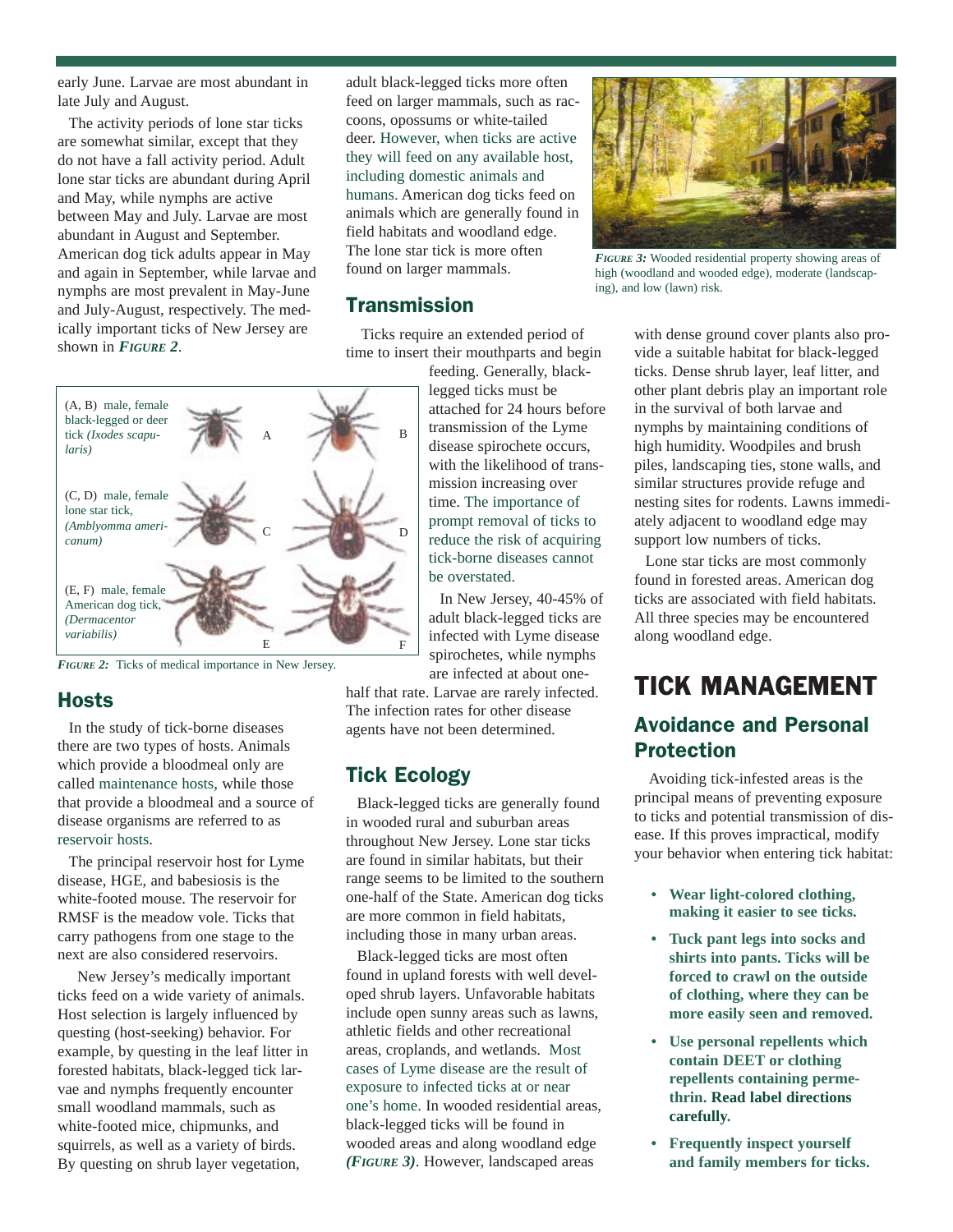early June. Larvae are most abundant in late July and August.

The activity periods of lone star ticks are somewhat similar, except that they do not have a fall activity period. Adult lone star ticks are abundant during April and May, while nymphs are active between May and July. Larvae are most abundant in August and September. American dog tick adults appear in May and again in September, while larvae and nymphs are most prevalent in May-June and July-August, respectively. The medically important ticks of New Jersey are shown in ***Figure 2***.

(A, B) male, female black-legged or deer tick *(Ixodes scapularis)*

(C, D) male, female lone star tick, *(Amblyomma americanum)*

(E, F) male, female American dog tick, *(Dermacentor variabilis)*

***Figure 2:*** Ticks of medical importance in New Jersey.

## Hosts

In the study of tick-borne diseases there are two types of hosts. Animals which provide a bloodmeal only are called maintenance hosts, while those that provide a bloodmeal and a source of disease organisms are referred to as reservoir hosts.

The principal reservoir host for Lyme disease, HGE, and babesiosis is the white-footed mouse. The reservoir for RMSF is the meadow vole. Ticks that carry pathogens from one stage to the next are also considered reservoirs.

New Jersey's medically important ticks feed on a wide variety of animals. Host selection is largely influenced by questing (host-seeking) behavior. For example, by questing in the leaf litter in forested habitats, black-legged tick larvae and nymphs frequently encounter small woodland mammals, such as white-footed mice, chipmunks, and squirrels, as well as a variety of birds. By questing on shrub layer vegetation, adult black-legged ticks more often feed on larger mammals, such as raccoons, opossums or white-tailed deer. However, when ticks are active they will feed on any available host, including domestic animals and humans. American dog ticks feed on animals which are generally found in field habitats and woodland edge. The lone star tick is more often found on larger mammals.

## Transmission

Ticks require an extended period of time to insert their mouthparts and begin feeding. Generally, black-legged ticks must be attached for 24 hours before transmission of the Lyme disease spirochete occurs, with the likelihood of transmission increasing over time. The importance of prompt removal of ticks to reduce the risk of acquiring tick-borne diseases cannot be overstated.

In New Jersey, 40-45% of adult black-legged ticks are infected with Lyme disease spirochetes, while nymphs are infected at about one-half that rate. Larvae are rarely infected. The infection rates for other disease agents have not been determined.

## Tick Ecology

Black-legged ticks are generally found in wooded rural and suburban areas throughout New Jersey. Lone star ticks are found in similar habitats, but their range seems to be limited to the southern one-half of the State. American dog ticks are more common in field habitats, including those in many urban areas.

Black-legged ticks are most often found in upland forests with well developed shrub layers. Unfavorable habitats include open sunny areas such as lawns, athletic fields and other recreational areas, croplands, and wetlands. Most cases of Lyme disease are the result of exposure to infected ticks at or near one's home. In wooded residential areas, black-legged ticks will be found in wooded areas and along woodland edge ***(Figure 3)***. However, landscaped areas with dense ground cover plants also provide a suitable habitat for black-legged ticks. Dense shrub layer, leaf litter, and other plant debris play an important role in the survival of both larvae and nymphs by maintaining conditions of high humidity. Woodpiles and brush piles, landscaping ties, stone walls, and similar structures provide refuge and nesting sites for rodents. Lawns immediately adjacent to woodland edge may support low numbers of ticks.

***Figure 3:*** Wooded residential property showing areas of high (woodland and wooded edge), moderate (landscaping), and low (lawn) risk.

Lone star ticks are most commonly found in forested areas. American dog ticks are associated with field habitats. All three species may be encountered along woodland edge.

# TICK MANAGEMENT

## Avoidance and Personal Protection

Avoiding tick-infested areas is the principal means of preventing exposure to ticks and potential transmission of disease. If this proves impractical, modify your behavior when entering tick habitat:

- **Wear light-colored clothing, making it easier to see ticks.**
- **Tuck pant legs into socks and shirts into pants. Ticks will be forced to crawl on the outside of clothing, where they can be more easily seen and removed.**
- **Use personal repellents which contain DEET or clothing repellents containing permethrin. Read label directions carefully.**
- **Frequently inspect yourself and family members for ticks.**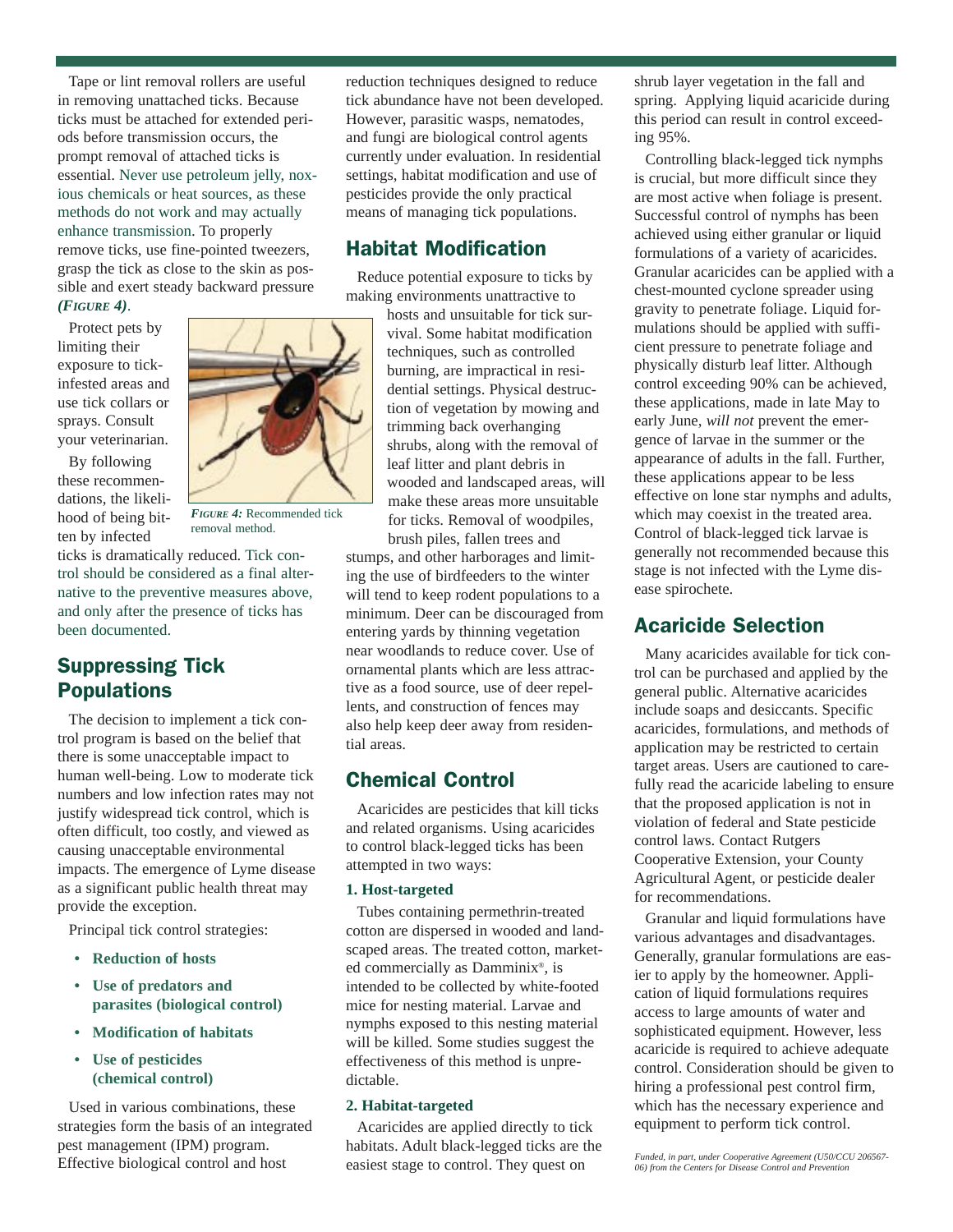Tape or lint removal rollers are useful in removing unattached ticks. Because ticks must be attached for extended periods before transmission occurs, the prompt removal of attached ticks is essential. Never use petroleum jelly, noxious chemicals or heat sources, as these methods do not work and may actually enhance transmission. To properly remove ticks, use fine-pointed tweezers, grasp the tick as close to the skin as possible and exert steady backward pressure ***(FIGURE 4)***.

Protect pets by limiting their exposure to tick-infested areas and use tick collars or sprays. Consult your veterinarian.

By following these recommendations, the likelihood of being bitten by infected ticks is dramatically reduced. Tick control should be considered as a final alternative to the preventive measures above, and only after the presence of ticks has been documented.

*FIGURE 4:* Recommended tick removal method.

## Suppressing Tick Populations

The decision to implement a tick control program is based on the belief that there is some unacceptable impact to human well-being. Low to moderate tick numbers and low infection rates may not justify widespread tick control, which is often difficult, too costly, and viewed as causing unacceptable environmental impacts. The emergence of Lyme disease as a significant public health threat may provide the exception.

Principal tick control strategies:

- **Reduction of hosts**
- **Use of predators and parasites (biological control)**
- **Modification of habitats**
- **Use of pesticides (chemical control)**

Used in various combinations, these strategies form the basis of an integrated pest management (IPM) program. Effective biological control and host reduction techniques designed to reduce tick abundance have not been developed. However, parasitic wasps, nematodes, and fungi are biological control agents currently under evaluation. In residential settings, habitat modification and use of pesticides provide the only practical means of managing tick populations.

## Habitat Modification

Reduce potential exposure to ticks by making environments unattractive to hosts and unsuitable for tick survival. Some habitat modification techniques, such as controlled burning, are impractical in residential settings. Physical destruction of vegetation by mowing and trimming back overhanging shrubs, along with the removal of leaf litter and plant debris in wooded and landscaped areas, will make these areas more unsuitable for ticks. Removal of woodpiles, brush piles, fallen trees and stumps, and other harborages and limiting the use of birdfeeders to the winter will tend to keep rodent populations to a minimum. Deer can be discouraged from entering yards by thinning vegetation near woodlands to reduce cover. Use of ornamental plants which are less attractive as a food source, use of deer repellents, and construction of fences may also help keep deer away from residential areas.

## Chemical Control

Acaricides are pesticides that kill ticks and related organisms. Using acaricides to control black-legged ticks has been attempted in two ways:

**1. Host-targeted**

Tubes containing permethrin-treated cotton are dispersed in wooded and landscaped areas. The treated cotton, marketed commercially as Damminix®, is intended to be collected by white-footed mice for nesting material. Larvae and nymphs exposed to this nesting material will be killed. Some studies suggest the effectiveness of this method is unpredictable.

**2. Habitat-targeted**

Acaricides are applied directly to tick habitats. Adult black-legged ticks are the easiest stage to control. They quest on shrub layer vegetation in the fall and spring. Applying liquid acaricide during this period can result in control exceeding 95%.

Controlling black-legged tick nymphs is crucial, but more difficult since they are most active when foliage is present. Successful control of nymphs has been achieved using either granular or liquid formulations of a variety of acaricides. Granular acaricides can be applied with a chest-mounted cyclone spreader using gravity to penetrate foliage. Liquid formulations should be applied with sufficient pressure to penetrate foliage and physically disturb leaf litter. Although control exceeding 90% can be achieved, these applications, made in late May to early June, *will not* prevent the emergence of larvae in the summer or the appearance of adults in the fall. Further, these applications appear to be less effective on lone star nymphs and adults, which may coexist in the treated area. Control of black-legged tick larvae is generally not recommended because this stage is not infected with the Lyme disease spirochete.

## Acaricide Selection

Many acaricides available for tick control can be purchased and applied by the general public. Alternative acaricides include soaps and desiccants. Specific acaricides, formulations, and methods of application may be restricted to certain target areas. Users are cautioned to carefully read the acaricide labeling to ensure that the proposed application is not in violation of federal and State pesticide control laws. Contact Rutgers Cooperative Extension, your County Agricultural Agent, or pesticide dealer for recommendations.

Granular and liquid formulations have various advantages and disadvantages. Generally, granular formulations are easier to apply by the homeowner. Application of liquid formulations requires access to large amounts of water and sophisticated equipment. However, less acaricide is required to achieve adequate control. Consideration should be given to hiring a professional pest control firm, which has the necessary experience and equipment to perform tick control.

*Funded, in part, under Cooperative Agreement (U50/CCU 206567-06) from the Centers for Disease Control and Prevention*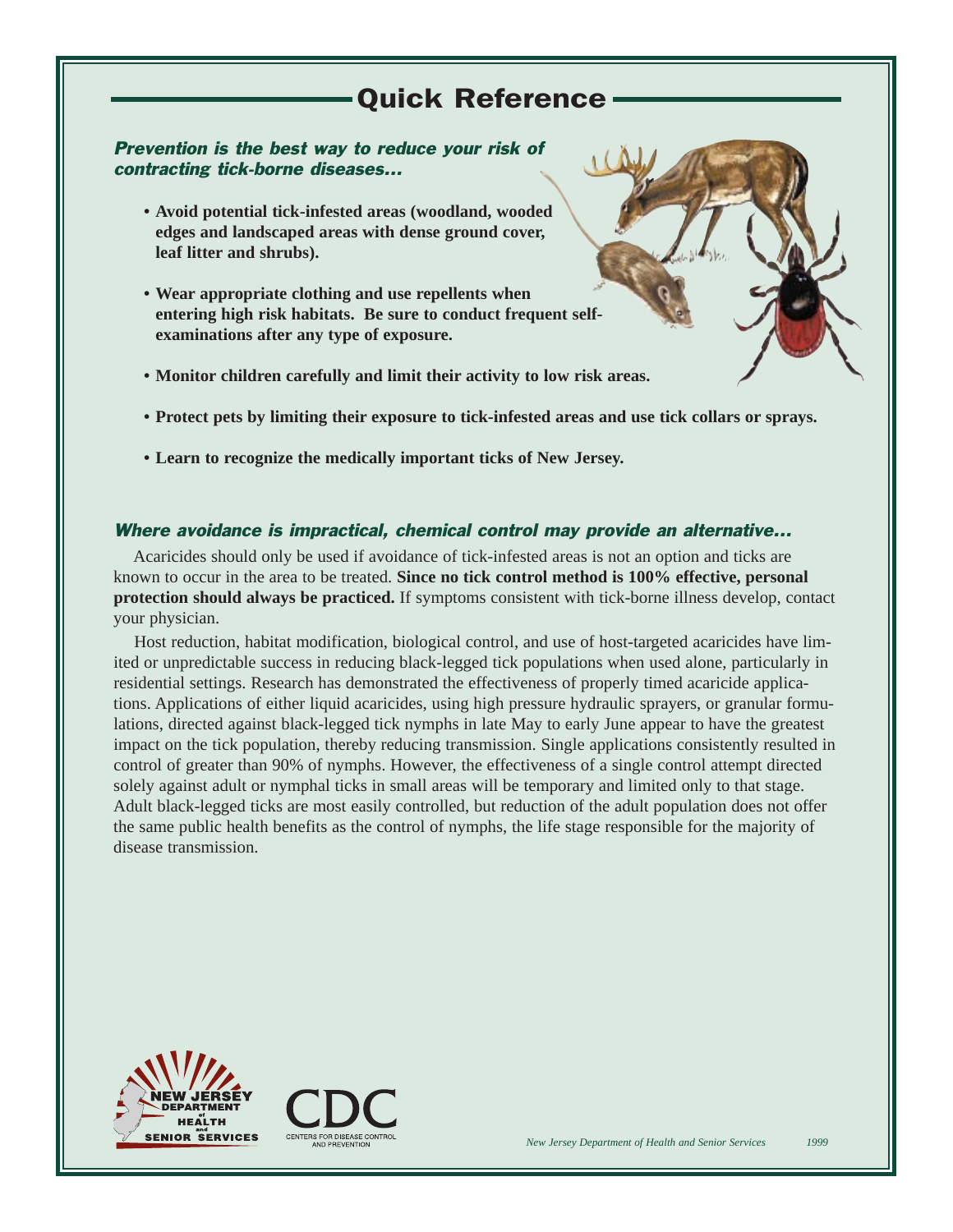# Quick Reference

***Prevention is the best way to reduce your risk of contracting tick-borne diseases...***

- **Avoid potential tick-infested areas (woodland, wooded edges and landscaped areas with dense ground cover, leaf litter and shrubs).**
- **Wear appropriate clothing and use repellents when entering high risk habitats. Be sure to conduct frequent self-examinations after any type of exposure.**
- **Monitor children carefully and limit their activity to low risk areas.**
- **Protect pets by limiting their exposure to tick-infested areas and use tick collars or sprays.**
- **Learn to recognize the medically important ticks of New Jersey.**

***Where avoidance is impractical, chemical control may provide an alternative...***

Acaricides should only be used if avoidance of tick-infested areas is not an option and ticks are known to occur in the area to be treated. **Since no tick control method is 100% effective, personal protection should always be practiced.** If symptoms consistent with tick-borne illness develop, contact your physician.

Host reduction, habitat modification, biological control, and use of host-targeted acaricides have limited or unpredictable success in reducing black-legged tick populations when used alone, particularly in residential settings. Research has demonstrated the effectiveness of properly timed acaricide applications. Applications of either liquid acaricides, using high pressure hydraulic sprayers, or granular formulations, directed against black-legged tick nymphs in late May to early June appear to have the greatest impact on the tick population, thereby reducing transmission. Single applications consistently resulted in control of greater than 90% of nymphs. However, the effectiveness of a single control attempt directed solely against adult or nymphal ticks in small areas will be temporary and limited only to that stage. Adult black-legged ticks are most easily controlled, but reduction of the adult population does not offer the same public health benefits as the control of nymphs, the life stage responsible for the majority of disease transmission.

NEW JERSEY DEPARTMENT of HEALTH and SENIOR SERVICES

CDC CENTERS FOR DISEASE CONTROL AND PREVENTION

*New Jersey Department of Health and Senior Services* *1999*